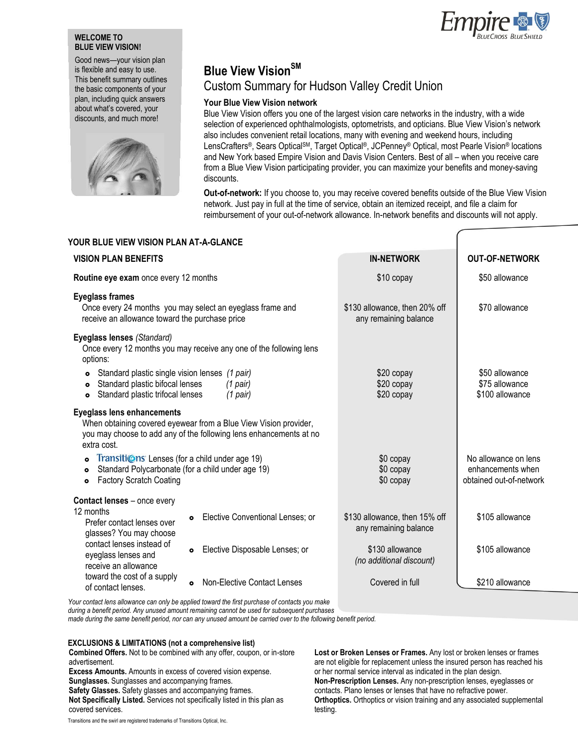**WELCOME TO BLUE VIEW VISION!**

Good news—your vision plan is flexible and easy to use. This benefit summary outlines the basic components of your plan, including quick answers about what's covered, your discounts, and much more!

# Blue View Vision[SM]

## Custom Summary for Hudson Valley Credit Union

### Your Blue View Vision network

Blue View Vision offers you one of the largest vision care networks in the industry, with a wide selection of experienced ophthalmologists, optometrists, and opticians. Blue View Vision's network also includes convenient retail locations, many with evening and weekend hours, including LensCrafters®, Sears Optical[SM], Target Optical®, JCPenney® Optical, most Pearle Vision® locations and New York based Empire Vision and Davis Vision Centers. Best of all – when you receive care from a Blue View Vision participating provider, you can maximize your benefits and money-saving discounts.

**Out-of-network:** If you choose to, you may receive covered benefits outside of the Blue View Vision network. Just pay in full at the time of service, obtain an itemized receipt, and file a claim for reimbursement of your out-of-network allowance. In-network benefits and discounts will not apply.

## YOUR BLUE VIEW VISION PLAN AT-A-GLANCE

| VISION PLAN BENEFITS | IN-NETWORK | OUT-OF-NETWORK |
|---|---|---|
| **Routine eye exam** once every 12 months | $10 copay | $50 allowance |
| **Eyeglass frames**<br>Once every 24 months you may select an eyeglass frame and receive an allowance toward the purchase price | $130 allowance, then 20% off any remaining balance | $70 allowance |
| **Eyeglass lenses** *(Standard)*<br>Once every 12 months you may receive any one of the following lens options: | | |
| • Standard plastic single vision lenses *(1 pair)* | $20 copay | $50 allowance |
| • Standard plastic bifocal lenses *(1 pair)* | $20 copay | $75 allowance |
| • Standard plastic trifocal lenses *(1 pair)* | $20 copay | $100 allowance |
| **Eyeglass lens enhancements**<br>When obtaining covered eyewear from a Blue View Vision provider, you may choose to add any of the following lens enhancements at no extra cost. | | |
| • Transitions Lenses (for a child under age 19) | $0 copay | No allowance on lens enhancements when obtained out-of-network |
| • Standard Polycarbonate (for a child under age 19) | $0 copay | |
| • Factory Scratch Coating | $0 copay | |
| **Contact lenses** – once every 12 months<br>Prefer contact lenses over glasses? You may choose contact lenses instead of eyeglass lenses and receive an allowance toward the cost of a supply of contact lenses. | | |
| • Elective Conventional Lenses; or | $130 allowance, then 15% off any remaining balance | $105 allowance |
| • Elective Disposable Lenses; or | $130 allowance *(no additional discount)* | $105 allowance |
| • Non-Elective Contact Lenses | Covered in full | $210 allowance |

*Your contact lens allowance can only be applied toward the first purchase of contacts you make during a benefit period. Any unused amount remaining cannot be used for subsequent purchases made during the same benefit period, nor can any unused amount be carried over to the following benefit period.*

### EXCLUSIONS & LIMITATIONS (not a comprehensive list)

**Combined Offers.** Not to be combined with any offer, coupon, or in-store advertisement.
**Excess Amounts.** Amounts in excess of covered vision expense.
**Sunglasses.** Sunglasses and accompanying frames.
**Safety Glasses.** Safety glasses and accompanying frames.
**Not Specifically Listed.** Services not specifically listed in this plan as covered services.
**Lost or Broken Lenses or Frames.** Any lost or broken lenses or frames are not eligible for replacement unless the insured person has reached his or her normal service interval as indicated in the plan design.
**Non-Prescription Lenses.** Any non-prescription lenses, eyeglasses or contacts. Plano lenses or lenses that have no refractive power.
**Orthoptics.** Orthoptics or vision training and any associated supplemental testing.

Transitions and the swirl are registered trademarks of Transitions Optical, Inc.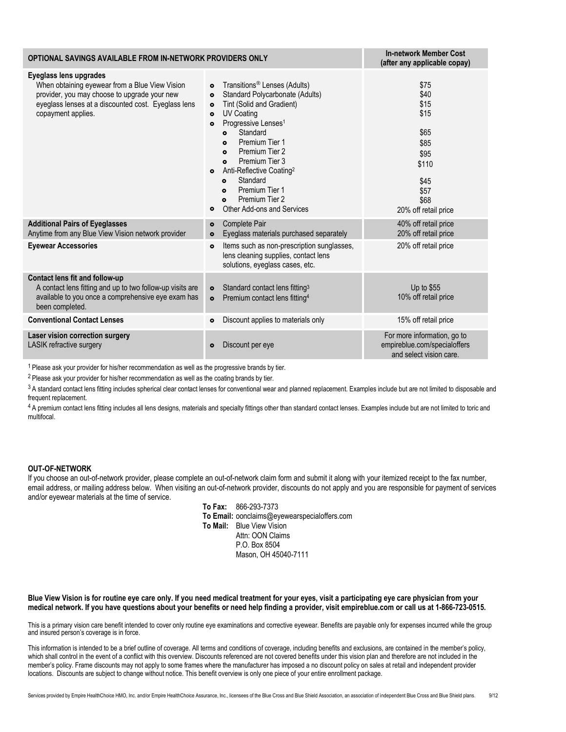| OPTIONAL SAVINGS AVAILABLE FROM IN-NETWORK PROVIDERS ONLY | | In-network Member Cost (after any applicable copay) |
|---|---|---|
| **Eyeglass lens upgrades**<br>When obtaining eyewear from a Blue View Vision provider, you may choose to upgrade your new eyeglass lenses at a discounted cost. Eyeglass lens copayment applies. | • Transitions® Lenses (Adults)<br>• Standard Polycarbonate (Adults)<br>• Tint (Solid and Gradient)<br>• UV Coating<br>• Progressive Lenses[1]<br>  • Standard<br>  • Premium Tier 1<br>  • Premium Tier 2<br>  • Premium Tier 3<br>• Anti-Reflective Coating[2]<br>  • Standard<br>  • Premium Tier 1<br>  • Premium Tier 2<br>• Other Add-ons and Services | $75<br>$40<br>$15<br>$15<br><br>$65<br>$85<br>$95<br>$110<br><br>$45<br>$57<br>$68<br>20% off retail price |
| **Additional Pairs of Eyeglasses**<br>Anytime from any Blue View Vision network provider | • Complete Pair<br>• Eyeglass materials purchased separately | 40% off retail price<br>20% off retail price |
| **Eyewear Accessories** | • Items such as non-prescription sunglasses, lens cleaning supplies, contact lens solutions, eyeglass cases, etc. | 20% off retail price |
| **Contact lens fit and follow-up**<br>A contact lens fitting and up to two follow-up visits are available to you once a comprehensive eye exam has been completed. | • Standard contact lens fitting[3]<br>• Premium contact lens fitting[4] | Up to $55<br>10% off retail price |
| **Conventional Contact Lenses** | • Discount applies to materials only | 15% off retail price |
| **Laser vision correction surgery**<br>LASIK refractive surgery | • Discount per eye | For more information, go to empireblue.com/specialoffers and select vision care. |

[1] Please ask your provider for his/her recommendation as well as the progressive brands by tier.

[2] Please ask your provider for his/her recommendation as well as the coating brands by tier.

[3] A standard contact lens fitting includes spherical clear contact lenses for conventional wear and planned replacement. Examples include but are not limited to disposable and frequent replacement.

[4] A premium contact lens fitting includes all lens designs, materials and specialty fittings other than standard contact lenses. Examples include but are not limited to toric and multifocal.

**OUT-OF-NETWORK**

If you choose an out-of-network provider, please complete an out-of-network claim form and submit it along with your itemized receipt to the fax number, email address, or mailing address below. When visiting an out-of-network provider, discounts do not apply and you are responsible for payment of services and/or eyewear materials at the time of service.

**To Fax:** 866-293-7373
**To Email:** oonclaims@eyewearspecialoffers.com
**To Mail:** Blue View Vision
Attn: OON Claims
P.O. Box 8504
Mason, OH 45040-7111

**Blue View Vision is for routine eye care only. If you need medical treatment for your eyes, visit a participating eye care physician from your medical network. If you have questions about your benefits or need help finding a provider, visit empireblue.com or call us at 1-866-723-0515.**

This is a primary vision care benefit intended to cover only routine eye examinations and corrective eyewear. Benefits are payable only for expenses incurred while the group and insured person's coverage is in force.

This information is intended to be a brief outline of coverage. All terms and conditions of coverage, including benefits and exclusions, are contained in the member's policy, which shall control in the event of a conflict with this overview. Discounts referenced are not covered benefits under this vision plan and therefore are not included in the member's policy. Frame discounts may not apply to some frames where the manufacturer has imposed a no discount policy on sales at retail and independent provider locations. Discounts are subject to change without notice. This benefit overview is only one piece of your entire enrollment package.

Services provided by Empire HealthChoice HMO, Inc. and/or Empire HealthChoice Assurance, Inc., licensees of the Blue Cross and Blue Shield Association, an association of independent Blue Cross and Blue Shield plans. 9/12